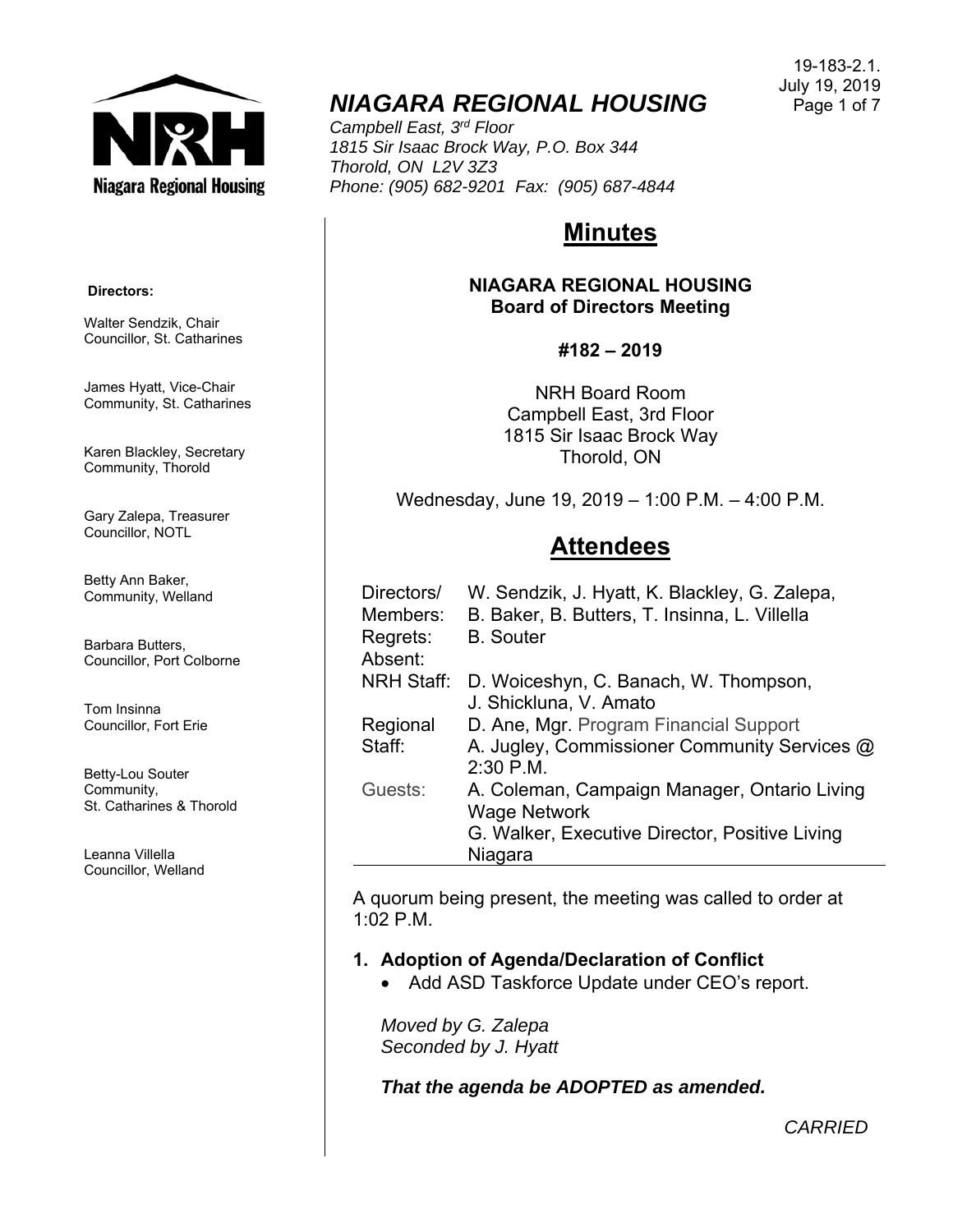19-183-2.1.
July 19, 2019

# NIAGARA REGIONAL HOUSING

*Campbell East, 3rd Floor*
*1815 Sir Isaac Brock Way, P.O. Box 344*
*Thorold, ON L2V 3Z3*
*Phone: (905) 682-9201 Fax: (905) 687-4844*

**Directors:**

Walter Sendzik, Chair
Councillor, St. Catharines

James Hyatt, Vice-Chair
Community, St. Catharines

Karen Blackley, Secretary
Community, Thorold

Gary Zalepa, Treasurer
Councillor, NOTL

Betty Ann Baker,
Community, Welland

Barbara Butters,
Councillor, Port Colborne

Tom Insinna
Councillor, Fort Erie

Betty-Lou Souter
Community,
St. Catharines & Thorold

Leanna Villella
Councillor, Welland

## Minutes

**NIAGARA REGIONAL HOUSING**
**Board of Directors Meeting**

**#182 – 2019**

NRH Board Room
Campbell East, 3rd Floor
1815 Sir Isaac Brock Way
Thorold, ON

Wednesday, June 19, 2019 – 1:00 P.M. – 4:00 P.M.

## Attendees

| | |
|---|---|
| Directors/ Members: | W. Sendzik, J. Hyatt, K. Blackley, G. Zalepa, B. Baker, B. Butters, T. Insinna, L. Villella |
| Regrets: | B. Souter |
| Absent: | |
| NRH Staff: | D. Woiceshyn, C. Banach, W. Thompson, J. Shickluna, V. Amato |
| Regional Staff: | D. Ane, Mgr. Program Financial Support<br>A. Jugley, Commissioner Community Services @ 2:30 P.M. |
| Guests: | A. Coleman, Campaign Manager, Ontario Living Wage Network<br>G. Walker, Executive Director, Positive Living Niagara |

A quorum being present, the meeting was called to order at 1:02 P.M.

### 1. Adoption of Agenda/Declaration of Conflict

- Add ASD Taskforce Update under CEO's report.

*Moved by G. Zalepa*
*Seconded by J. Hyatt*

***That the agenda be ADOPTED as amended.***

*CARRIED*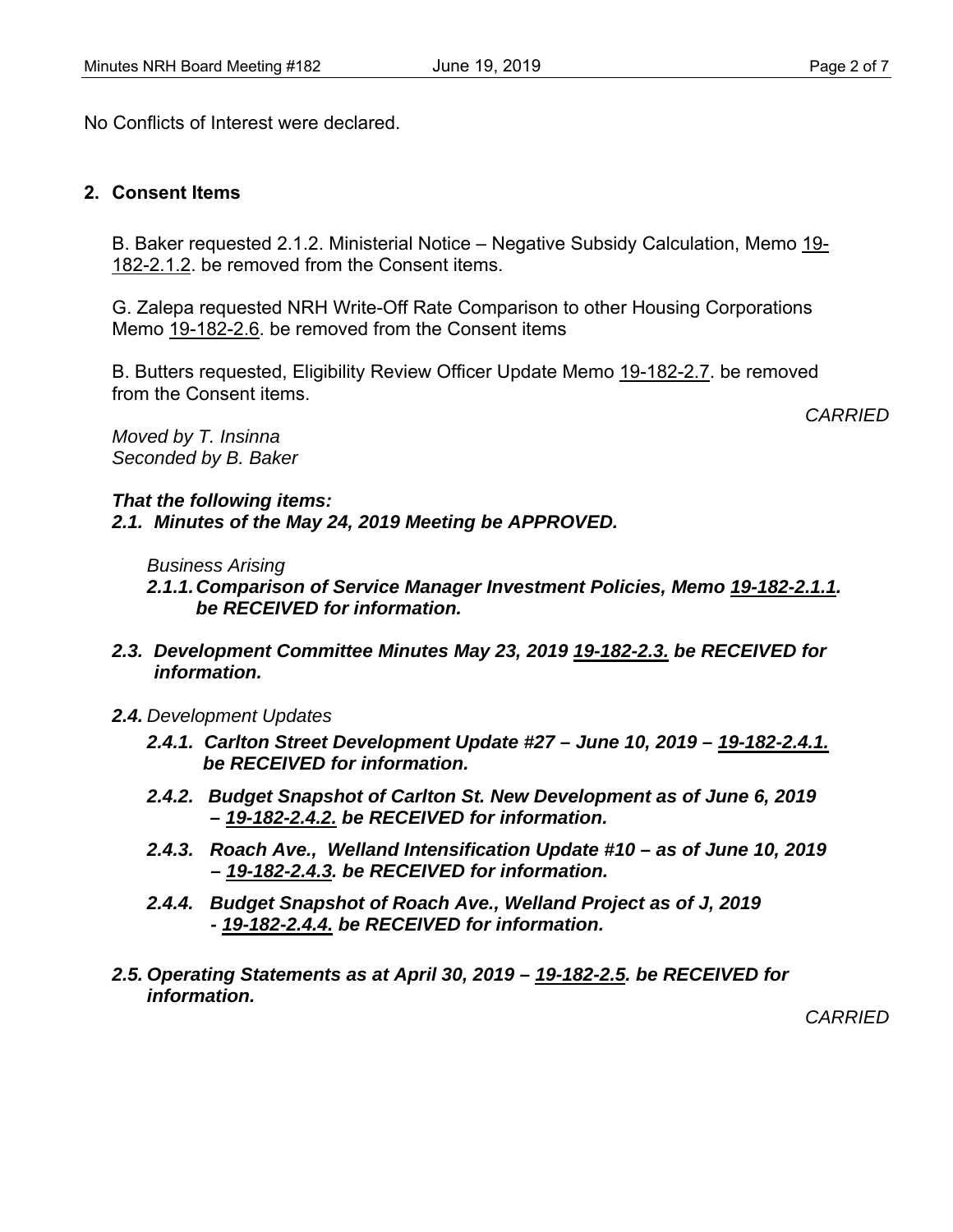No Conflicts of Interest were declared.

## 2. Consent Items

B. Baker requested 2.1.2. Ministerial Notice – Negative Subsidy Calculation, Memo 19-182-2.1.2. be removed from the Consent items.

G. Zalepa requested NRH Write-Off Rate Comparison to other Housing Corporations Memo 19-182-2.6. be removed from the Consent items

B. Butters requested, Eligibility Review Officer Update Memo 19-182-2.7. be removed from the Consent items.

*CARRIED*

*Moved by T. Insinna*
*Seconded by B. Baker*

***That the following items:***
***2.1. Minutes of the May 24, 2019 Meeting be APPROVED.***

*Business Arising*

***2.1.1. Comparison of Service Manager Investment Policies, Memo 19-182-2.1.1. be RECEIVED for information.***

***2.3. Development Committee Minutes May 23, 2019 19-182-2.3. be RECEIVED for information.***

***2.4.*** *Development Updates*

***2.4.1. Carlton Street Development Update #27 – June 10, 2019 – 19-182-2.4.1. be RECEIVED for information.***

***2.4.2. Budget Snapshot of Carlton St. New Development as of June 6, 2019 – 19-182-2.4.2. be RECEIVED for information.***

***2.4.3. Roach Ave., Welland Intensification Update #10 – as of June 10, 2019 – 19-182-2.4.3. be RECEIVED for information.***

***2.4.4. Budget Snapshot of Roach Ave., Welland Project as of J, 2019 - 19-182-2.4.4. be RECEIVED for information.***

***2.5. Operating Statements as at April 30, 2019 – 19-182-2.5. be RECEIVED for information.***

*CARRIED*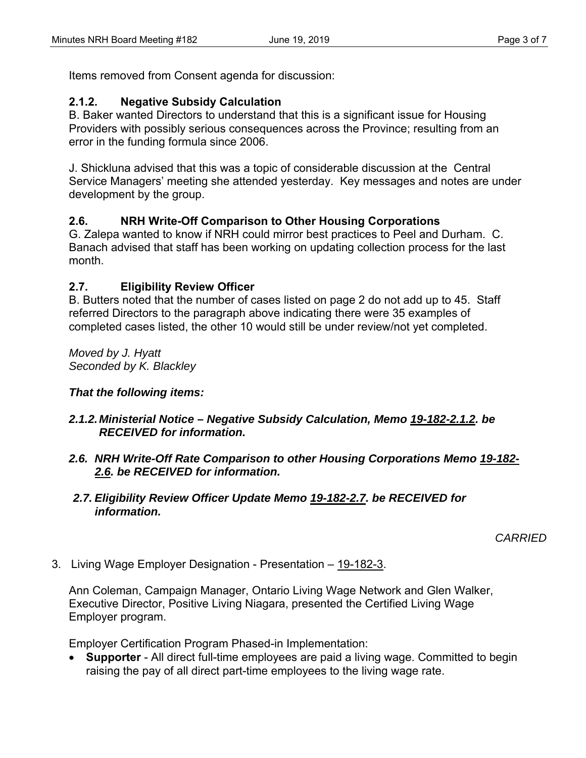Items removed from Consent agenda for discussion:

### 2.1.2. Negative Subsidy Calculation

B. Baker wanted Directors to understand that this is a significant issue for Housing Providers with possibly serious consequences across the Province; resulting from an error in the funding formula since 2006.

J. Shickluna advised that this was a topic of considerable discussion at the Central Service Managers' meeting she attended yesterday. Key messages and notes are under development by the group.

### 2.6. NRH Write-Off Comparison to Other Housing Corporations

G. Zalepa wanted to know if NRH could mirror best practices to Peel and Durham. C. Banach advised that staff has been working on updating collection process for the last month.

### 2.7. Eligibility Review Officer

B. Butters noted that the number of cases listed on page 2 do not add up to 45. Staff referred Directors to the paragraph above indicating there were 35 examples of completed cases listed, the other 10 would still be under review/not yet completed.

*Moved by J. Hyatt*
*Seconded by K. Blackley*

***That the following items:***

***2.1.2. Ministerial Notice – Negative Subsidy Calculation, Memo 19-182-2.1.2. be RECEIVED for information.***

***2.6. NRH Write-Off Rate Comparison to other Housing Corporations Memo 19-182-2.6. be RECEIVED for information.***

***2.7. Eligibility Review Officer Update Memo 19-182-2.7. be RECEIVED for information.***

*CARRIED*

3. Living Wage Employer Designation - Presentation – 19-182-3.

Ann Coleman, Campaign Manager, Ontario Living Wage Network and Glen Walker, Executive Director, Positive Living Niagara, presented the Certified Living Wage Employer program.

Employer Certification Program Phased-in Implementation:

- **Supporter** - All direct full-time employees are paid a living wage. Committed to begin raising the pay of all direct part-time employees to the living wage rate.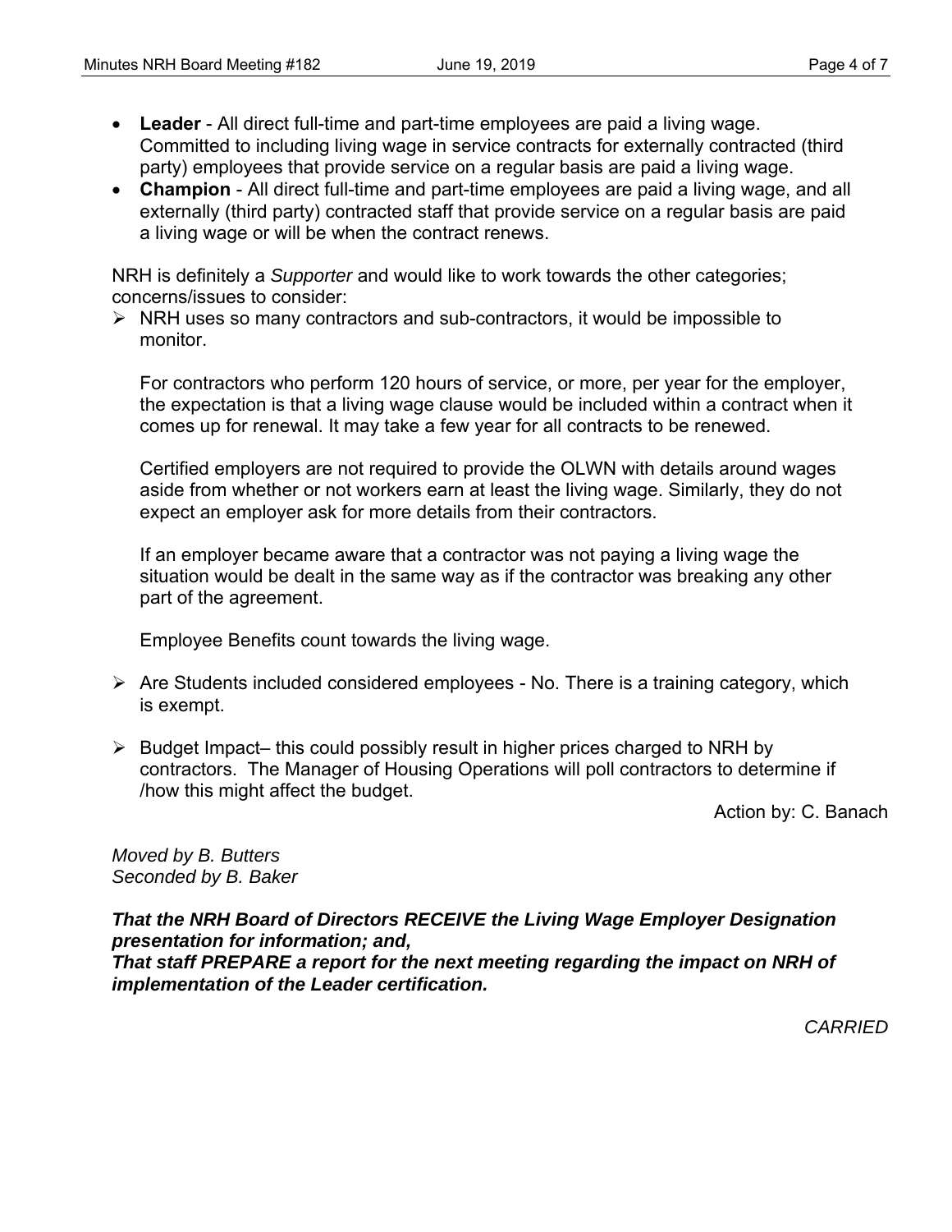- **Leader** - All direct full-time and part-time employees are paid a living wage. Committed to including living wage in service contracts for externally contracted (third party) employees that provide service on a regular basis are paid a living wage.
- **Champion** - All direct full-time and part-time employees are paid a living wage, and all externally (third party) contracted staff that provide service on a regular basis are paid a living wage or will be when the contract renews.

NRH is definitely a *Supporter* and would like to work towards the other categories; concerns/issues to consider:

- NRH uses so many contractors and sub-contractors, it would be impossible to monitor.

  For contractors who perform 120 hours of service, or more, per year for the employer, the expectation is that a living wage clause would be included within a contract when it comes up for renewal. It may take a few year for all contracts to be renewed.

  Certified employers are not required to provide the OLWN with details around wages aside from whether or not workers earn at least the living wage. Similarly, they do not expect an employer ask for more details from their contractors.

  If an employer became aware that a contractor was not paying a living wage the situation would be dealt in the same way as if the contractor was breaking any other part of the agreement.

  Employee Benefits count towards the living wage.

- Are Students included considered employees - No. There is a training category, which is exempt.

- Budget Impact– this could possibly result in higher prices charged to NRH by contractors. The Manager of Housing Operations will poll contractors to determine if /how this might affect the budget.

Action by: C. Banach

*Moved by B. Butters*
*Seconded by B. Baker*

***That the NRH Board of Directors RECEIVE the Living Wage Employer Designation presentation for information; and,***
***That staff PREPARE a report for the next meeting regarding the impact on NRH of implementation of the Leader certification.***

*CARRIED*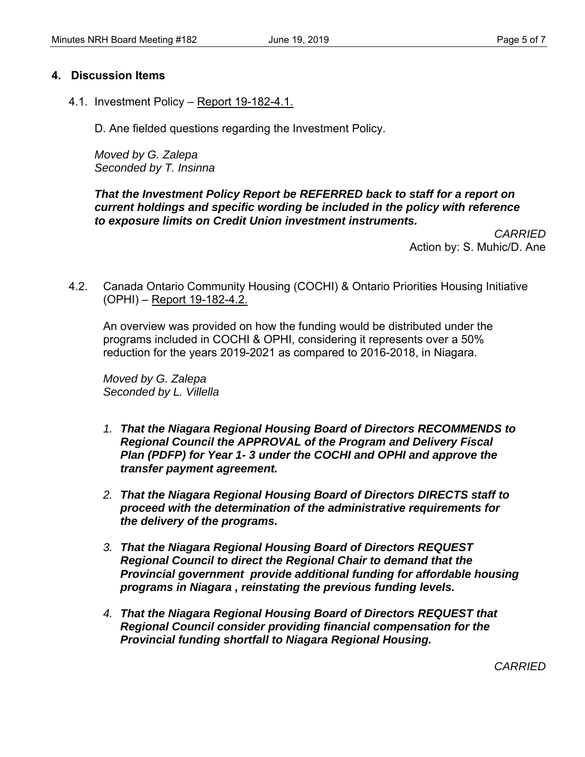## 4. Discussion Items

4.1. Investment Policy – Report 19-182-4.1.

D. Ane fielded questions regarding the Investment Policy.

*Moved by G. Zalepa*
*Seconded by T. Insinna*

***That the Investment Policy Report be REFERRED back to staff for a report on current holdings and specific wording be included in the policy with reference to exposure limits on Credit Union investment instruments.***

*CARRIED*
Action by: S. Muhic/D. Ane

4.2. Canada Ontario Community Housing (COCHI) & Ontario Priorities Housing Initiative (OPHI) – Report 19-182-4.2.

An overview was provided on how the funding would be distributed under the programs included in COCHI & OPHI, considering it represents over a 50% reduction for the years 2019-2021 as compared to 2016-2018, in Niagara.

*Moved by G. Zalepa*
*Seconded by L. Villella*

1. ***That the Niagara Regional Housing Board of Directors RECOMMENDS to Regional Council the APPROVAL of the Program and Delivery Fiscal Plan (PDFP) for Year 1- 3 under the COCHI and OPHI and approve the transfer payment agreement.***

2. ***That the Niagara Regional Housing Board of Directors DIRECTS staff to proceed with the determination of the administrative requirements for the delivery of the programs.***

3. ***That the Niagara Regional Housing Board of Directors REQUEST Regional Council to direct the Regional Chair to demand that the Provincial government provide additional funding for affordable housing programs in Niagara , reinstating the previous funding levels.***

4. ***That the Niagara Regional Housing Board of Directors REQUEST that Regional Council consider providing financial compensation for the Provincial funding shortfall to Niagara Regional Housing.***

*CARRIED*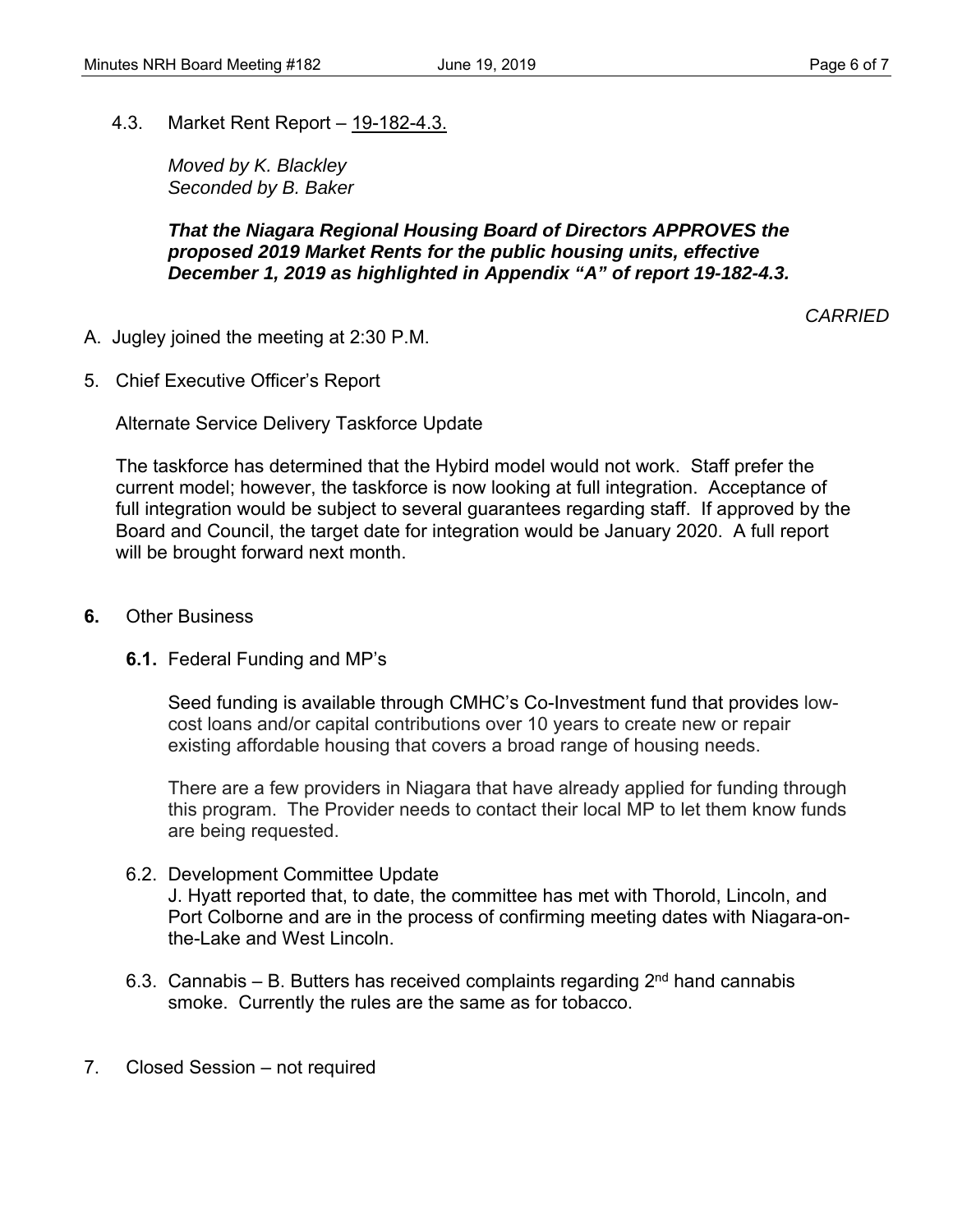4.3. Market Rent Report – 19-182-4.3.

*Moved by K. Blackley*
*Seconded by B. Baker*

***That the Niagara Regional Housing Board of Directors APPROVES the proposed 2019 Market Rents for the public housing units, effective December 1, 2019 as highlighted in Appendix "A" of report 19-182-4.3.***

*CARRIED*

A. Jugley joined the meeting at 2:30 P.M.

5. Chief Executive Officer's Report

Alternate Service Delivery Taskforce Update

The taskforce has determined that the Hybird model would not work. Staff prefer the current model; however, the taskforce is now looking at full integration. Acceptance of full integration would be subject to several guarantees regarding staff. If approved by the Board and Council, the target date for integration would be January 2020. A full report will be brought forward next month.

**6.** Other Business

**6.1.** Federal Funding and MP's

Seed funding is available through CMHC's Co-Investment fund that provides low-cost loans and/or capital contributions over 10 years to create new or repair existing affordable housing that covers a broad range of housing needs.

There are a few providers in Niagara that have already applied for funding through this program. The Provider needs to contact their local MP to let them know funds are being requested.

6.2. Development Committee Update
J. Hyatt reported that, to date, the committee has met with Thorold, Lincoln, and Port Colborne and are in the process of confirming meeting dates with Niagara-on-the-Lake and West Lincoln.

6.3. Cannabis – B. Butters has received complaints regarding 2nd hand cannabis smoke. Currently the rules are the same as for tobacco.

7. Closed Session – not required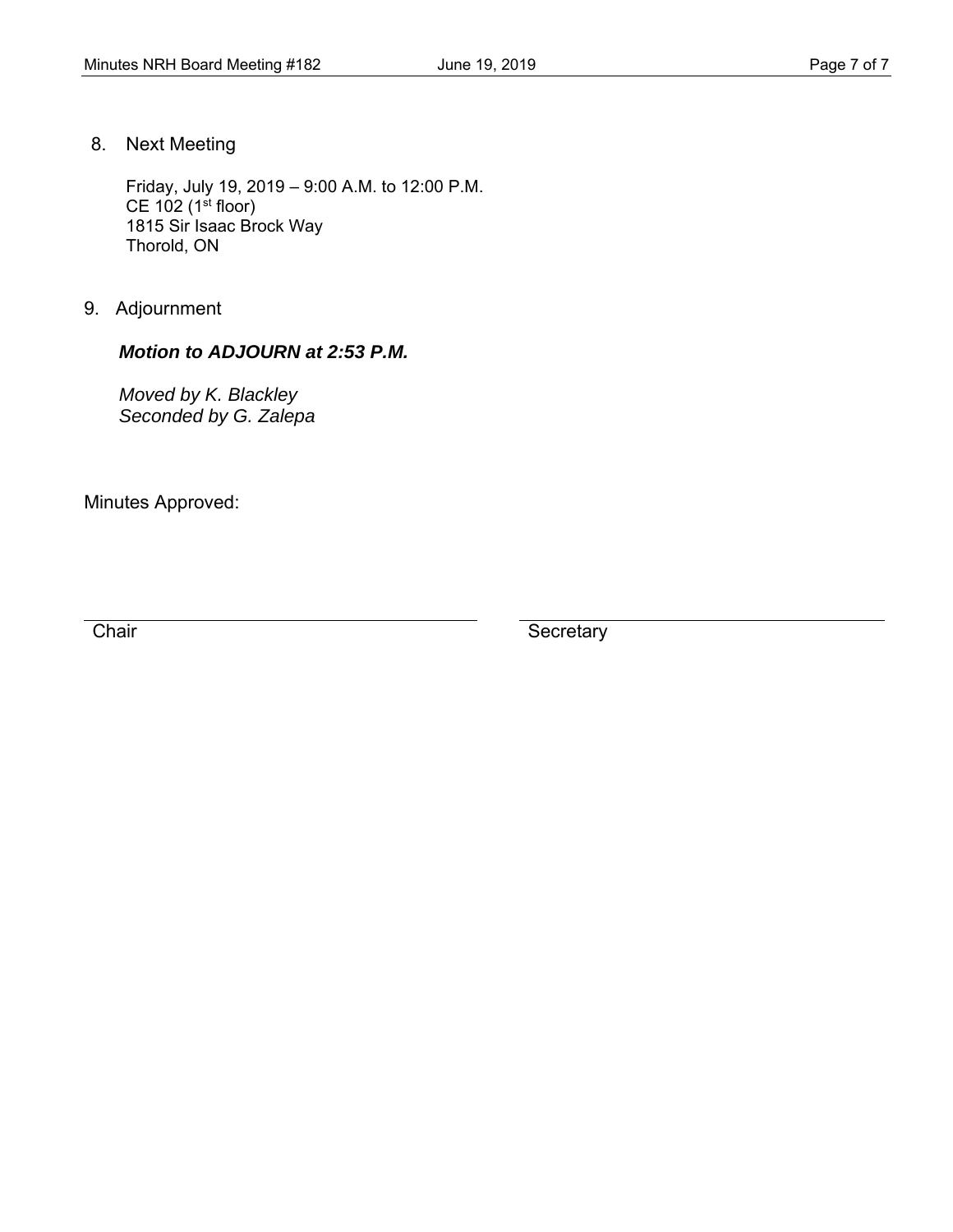## 8. Next Meeting

Friday, July 19, 2019 – 9:00 A.M. to 12:00 P.M.
CE 102 (1st floor)
1815 Sir Isaac Brock Way
Thorold, ON

## 9. Adjournment

***Motion to ADJOURN at 2:53 P.M.***

*Moved by K. Blackley*
*Seconded by G. Zalepa*

Minutes Approved:

| | |
|---|---|
| Chair | Secretary |